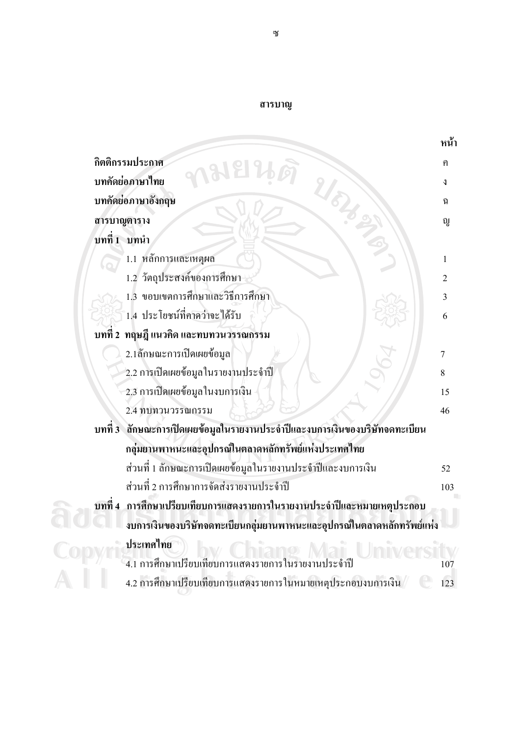# สารบาญ

| | หน้า |
|---|---|
| **กิตติกรรมประกาศ** | ค |
| **บทคัดย่อภาษาไทย** | ง |
| **บทคัดย่อภาษาอังกฤษ** | ฉ |
| **สารบาญตาราง** | ญ |
| **บทที่ 1 บทนำ** | |
| 1.1 หลักการและเหตุผล | 1 |
| 1.2 วัตถุประสงค์ของการศึกษา | 2 |
| 1.3 ขอบเขตการศึกษาและวิธีการศึกษา | 3 |
| 1.4 ประโยชน์ที่คาดว่าจะได้รับ | 6 |
| **บทที่ 2 ทฤษฎี แนวคิด และทบทวนวรรณกรรม** | |
| 2.1ลักษณะการเปิดเผยข้อมูล | 7 |
| 2.2 การเปิดเผยข้อมูลในรายงานประจำปี | 8 |
| 2.3 การเปิดเผยข้อมูลในงบการเงิน | 15 |
| 2.4 ทบทวนวรรณกรรม | 46 |
| **บทที่ 3 ลักษณะการเปิดเผยข้อมูลในรายงานประจำปีและงบการเงินของบริษัทจดทะเบียนกลุ่มยานพาหนะและอุปกรณ์ในตลาดหลักทรัพย์แห่งประเทศไทย** | |
| ส่วนที่ 1 ลักษณะการเปิดเผยข้อมูลในรายงานประจำปีและงบการเงิน | 52 |
| ส่วนที่ 2 การศึกษาการจัดส่งรายงานประจำปี | 103 |
| **บทที่ 4 การศึกษาเปรียบเทียบการแสดงรายการในรายงานประจำปีและหมายเหตุประกอบงบการเงินของบริษัทจดทะเบียนกลุ่มยานพาหนะและอุปกรณ์ในตลาดหลักทรัพย์แห่งประเทศไทย** | |
| 4.1 การศึกษาเปรียบเทียบการแสดงรายการในรายงานประจำปี | 107 |
| 4.2 การศึกษาเปรียบเทียบการแสดงรายการในหมายเหตุประกอบงบการเงิน | 123 |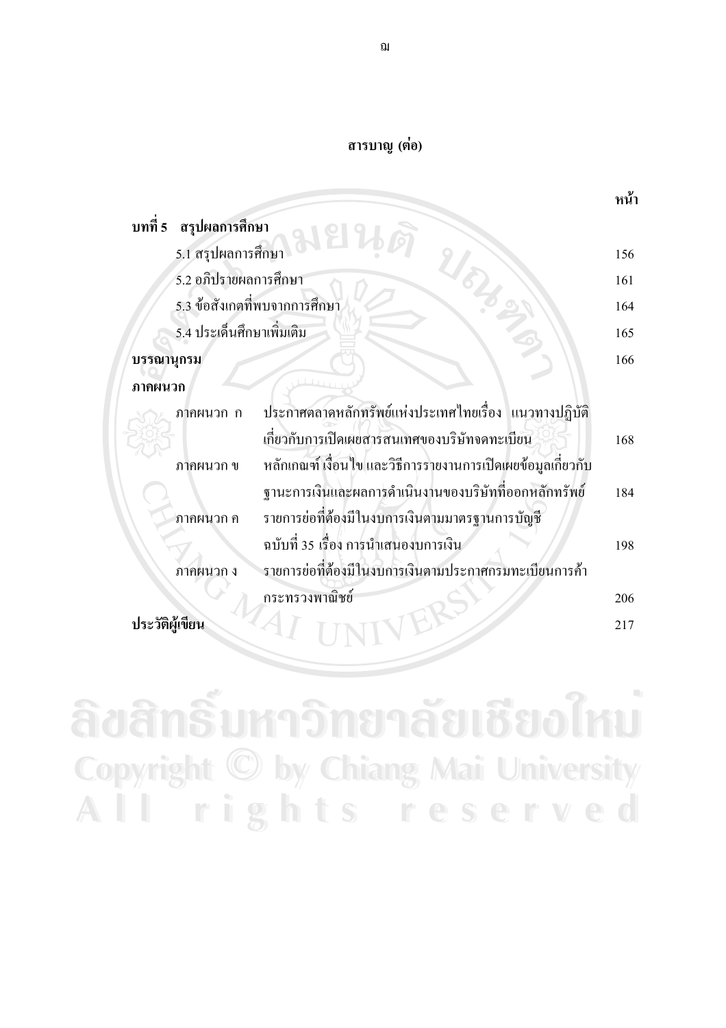## สารบาญ (ต่อ)

| | | หน้า |
|---|---|---|
| **บทที่ 5 สรุปผลการศึกษา** | | |
| 5.1 สรุปผลการศึกษา | | 156 |
| 5.2 อภิปรายผลการศึกษา | | 161 |
| 5.3 ข้อสังเกตที่พบจากการศึกษา | | 164 |
| 5.4 ประเด็นศึกษาเพิ่มเติม | | 165 |
| **บรรณานุกรม** | | 166 |
| **ภาคผนวก** | | |
| ภาคผนวก ก | ประกาศตลาดหลักทรัพย์แห่งประเทศไทยเรื่อง แนวทางปฏิบัติเกี่ยวกับการเปิดเผยสารสนเทศของบริษัทจดทะเบียน | 168 |
| ภาคผนวก ข | หลักเกณฑ์ เงื่อนไข และวิธีการรายงานการเปิดเผยข้อมูลเกี่ยวกับฐานะการเงินและผลการดำเนินงานของบริษัทที่ออกหลักทรัพย์ | 184 |
| ภาคผนวก ค | รายการย่อที่ต้องมีในงบการเงินตามมาตรฐานการบัญชี ฉบับที่ 35 เรื่อง การนำเสนองบการเงิน | 198 |
| ภาคผนวก ง | รายการย่อที่ต้องมีในงบการเงินตามประกาศกรมทะเบียนการค้า กระทรวงพาณิชย์ | 206 |
| **ประวัติผู้เขียน** | | 217 |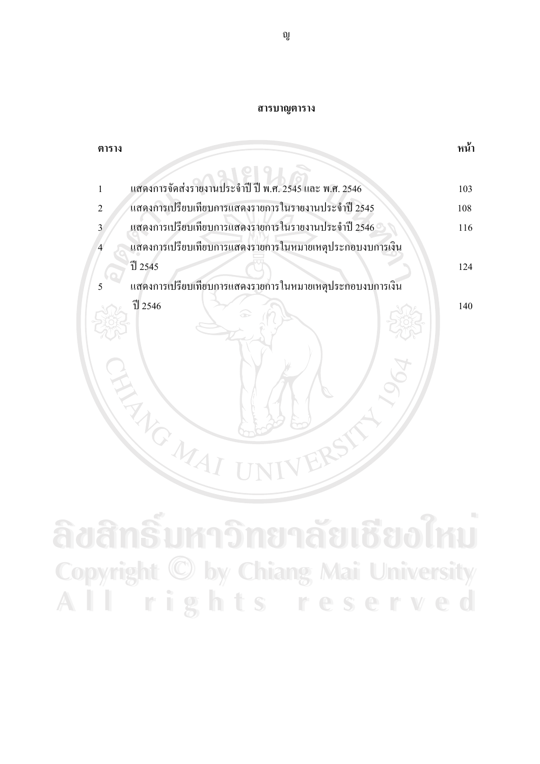# สารบาญตาราง

| ตาราง | | หน้า |
|---|---|---|
| 1 | แสดงการจัดส่งรายงานประจำปี ปี พ.ศ. 2545 และ พ.ศ. 2546 | 103 |
| 2 | แสดงการเปรียบเทียบการแสดงรายการในรายงานประจำปี 2545 | 108 |
| 3 | แสดงการเปรียบเทียบการแสดงรายการในรายงานประจำปี 2546 | 116 |
| 4 | แสดงการเปรียบเทียบการแสดงรายการในหมายเหตุประกอบงบการเงิน ปี 2545 | 124 |
| 5 | แสดงการเปรียบเทียบการแสดงรายการในหมายเหตุประกอบงบการเงิน ปี 2546 | 140 |